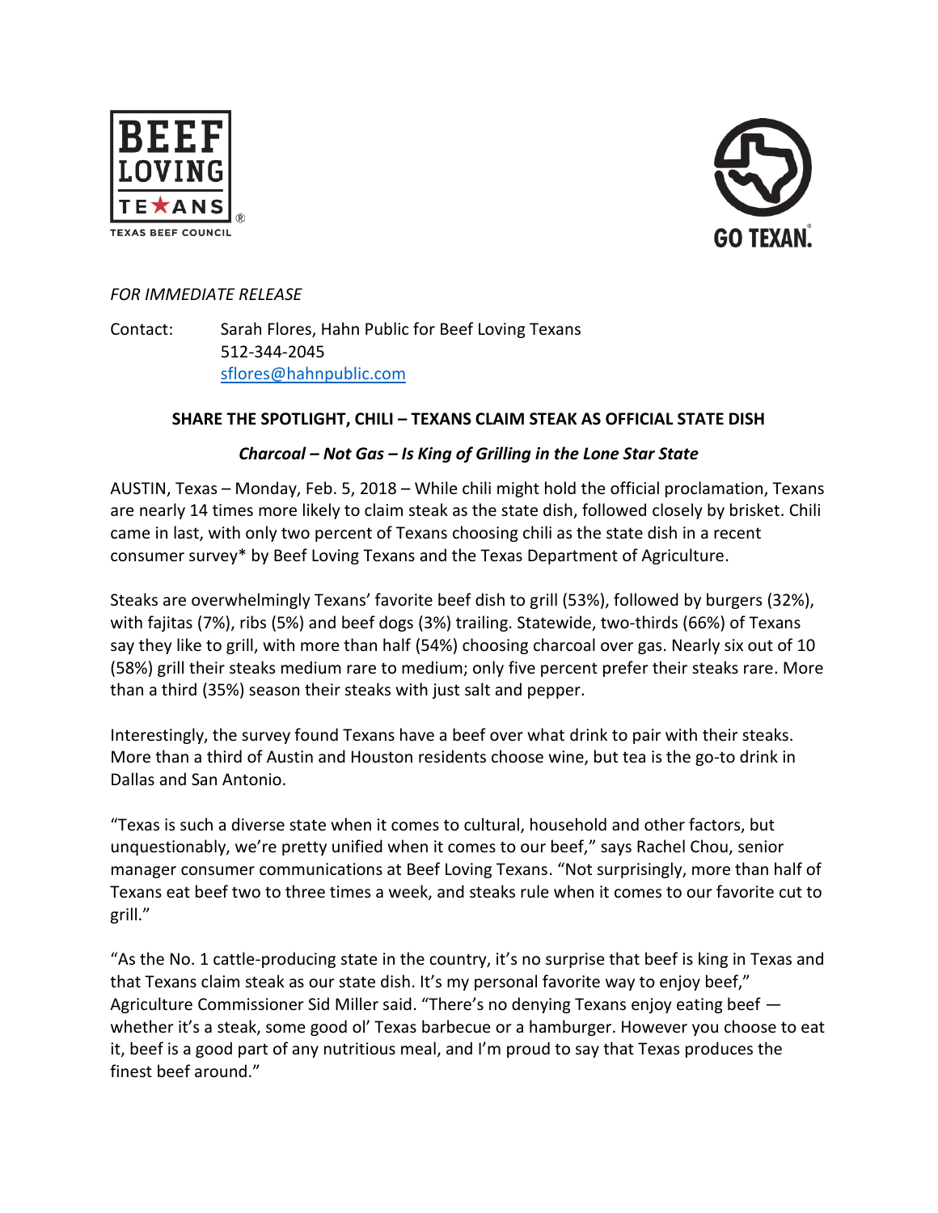*FOR IMMEDIATE RELEASE*

Contact: Sarah Flores, Hahn Public for Beef Loving Texans
512-344-2045
sflores@hahnpublic.com

**SHARE THE SPOTLIGHT, CHILI – TEXANS CLAIM STEAK AS OFFICIAL STATE DISH**

***Charcoal – Not Gas – Is King of Grilling in the Lone Star State***

AUSTIN, Texas – Monday, Feb. 5, 2018 – While chili might hold the official proclamation, Texans are nearly 14 times more likely to claim steak as the state dish, followed closely by brisket. Chili came in last, with only two percent of Texans choosing chili as the state dish in a recent consumer survey* by Beef Loving Texans and the Texas Department of Agriculture.

Steaks are overwhelmingly Texans' favorite beef dish to grill (53%), followed by burgers (32%), with fajitas (7%), ribs (5%) and beef dogs (3%) trailing. Statewide, two-thirds (66%) of Texans say they like to grill, with more than half (54%) choosing charcoal over gas. Nearly six out of 10 (58%) grill their steaks medium rare to medium; only five percent prefer their steaks rare. More than a third (35%) season their steaks with just salt and pepper.

Interestingly, the survey found Texans have a beef over what drink to pair with their steaks. More than a third of Austin and Houston residents choose wine, but tea is the go-to drink in Dallas and San Antonio.

"Texas is such a diverse state when it comes to cultural, household and other factors, but unquestionably, we're pretty unified when it comes to our beef," says Rachel Chou, senior manager consumer communications at Beef Loving Texans. "Not surprisingly, more than half of Texans eat beef two to three times a week, and steaks rule when it comes to our favorite cut to grill."

"As the No. 1 cattle-producing state in the country, it's no surprise that beef is king in Texas and that Texans claim steak as our state dish. It's my personal favorite way to enjoy beef," Agriculture Commissioner Sid Miller said. "There's no denying Texans enjoy eating beef — whether it's a steak, some good ol' Texas barbecue or a hamburger. However you choose to eat it, beef is a good part of any nutritious meal, and I'm proud to say that Texas produces the finest beef around."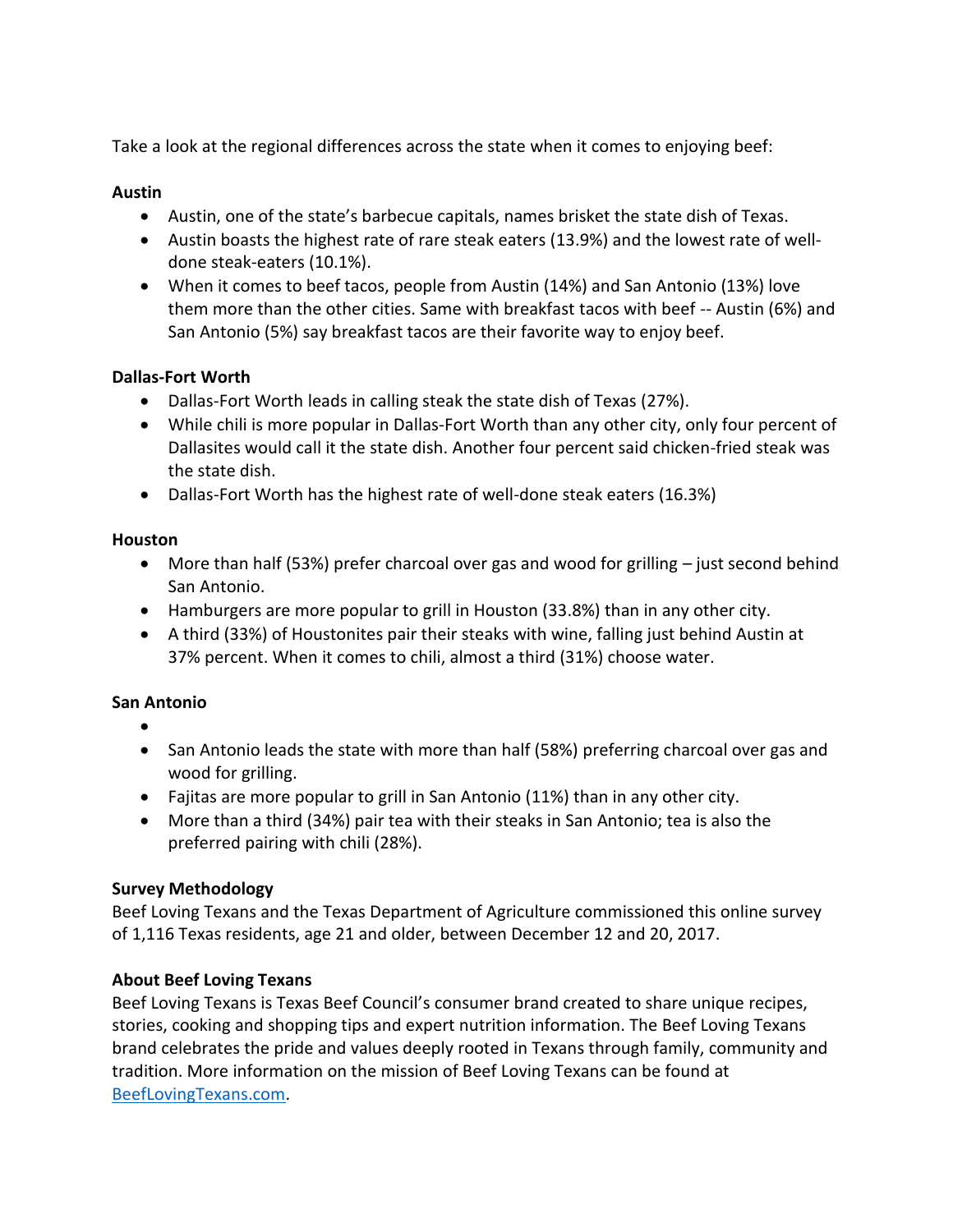Take a look at the regional differences across the state when it comes to enjoying beef:

**Austin**

- Austin, one of the state's barbecue capitals, names brisket the state dish of Texas.
- Austin boasts the highest rate of rare steak eaters (13.9%) and the lowest rate of well-done steak-eaters (10.1%).
- When it comes to beef tacos, people from Austin (14%) and San Antonio (13%) love them more than the other cities. Same with breakfast tacos with beef -- Austin (6%) and San Antonio (5%) say breakfast tacos are their favorite way to enjoy beef.

**Dallas-Fort Worth**

- Dallas-Fort Worth leads in calling steak the state dish of Texas (27%).
- While chili is more popular in Dallas-Fort Worth than any other city, only four percent of Dallasites would call it the state dish. Another four percent said chicken-fried steak was the state dish.
- Dallas-Fort Worth has the highest rate of well-done steak eaters (16.3%)

**Houston**

- More than half (53%) prefer charcoal over gas and wood for grilling – just second behind San Antonio.
- Hamburgers are more popular to grill in Houston (33.8%) than in any other city.
- A third (33%) of Houstonites pair their steaks with wine, falling just behind Austin at 37% percent. When it comes to chili, almost a third (31%) choose water.

**San Antonio**

- 
- San Antonio leads the state with more than half (58%) preferring charcoal over gas and wood for grilling.
- Fajitas are more popular to grill in San Antonio (11%) than in any other city.
- More than a third (34%) pair tea with their steaks in San Antonio; tea is also the preferred pairing with chili (28%).

**Survey Methodology**

Beef Loving Texans and the Texas Department of Agriculture commissioned this online survey of 1,116 Texas residents, age 21 and older, between December 12 and 20, 2017.

**About Beef Loving Texans**

Beef Loving Texans is Texas Beef Council's consumer brand created to share unique recipes, stories, cooking and shopping tips and expert nutrition information. The Beef Loving Texans brand celebrates the pride and values deeply rooted in Texans through family, community and tradition. More information on the mission of Beef Loving Texans can be found at [BeefLovingTexans.com](BeefLovingTexans.com).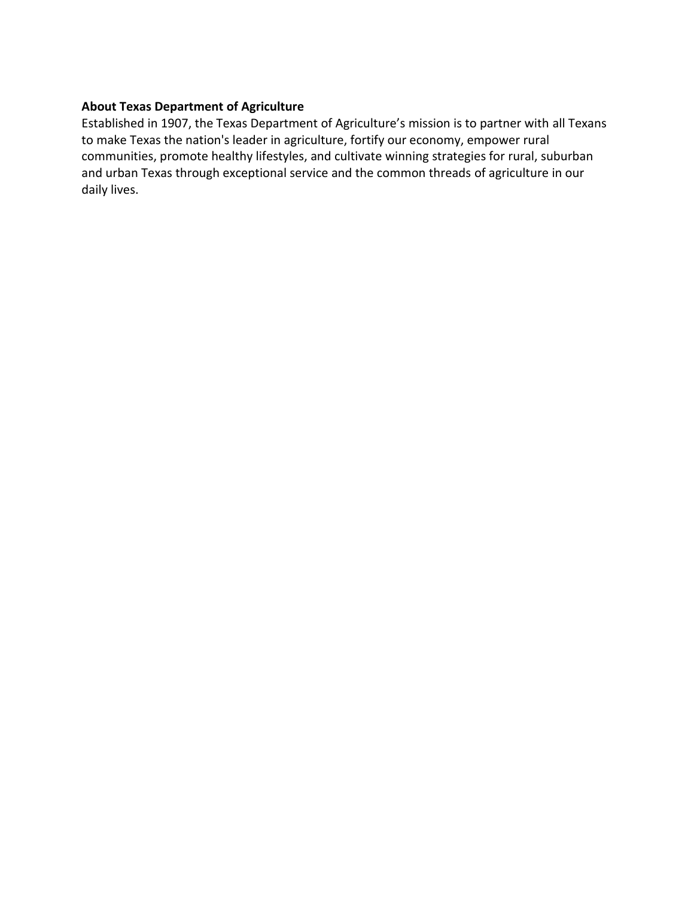**About Texas Department of Agriculture**

Established in 1907, the Texas Department of Agriculture's mission is to partner with all Texans to make Texas the nation's leader in agriculture, fortify our economy, empower rural communities, promote healthy lifestyles, and cultivate winning strategies for rural, suburban and urban Texas through exceptional service and the common threads of agriculture in our daily lives.